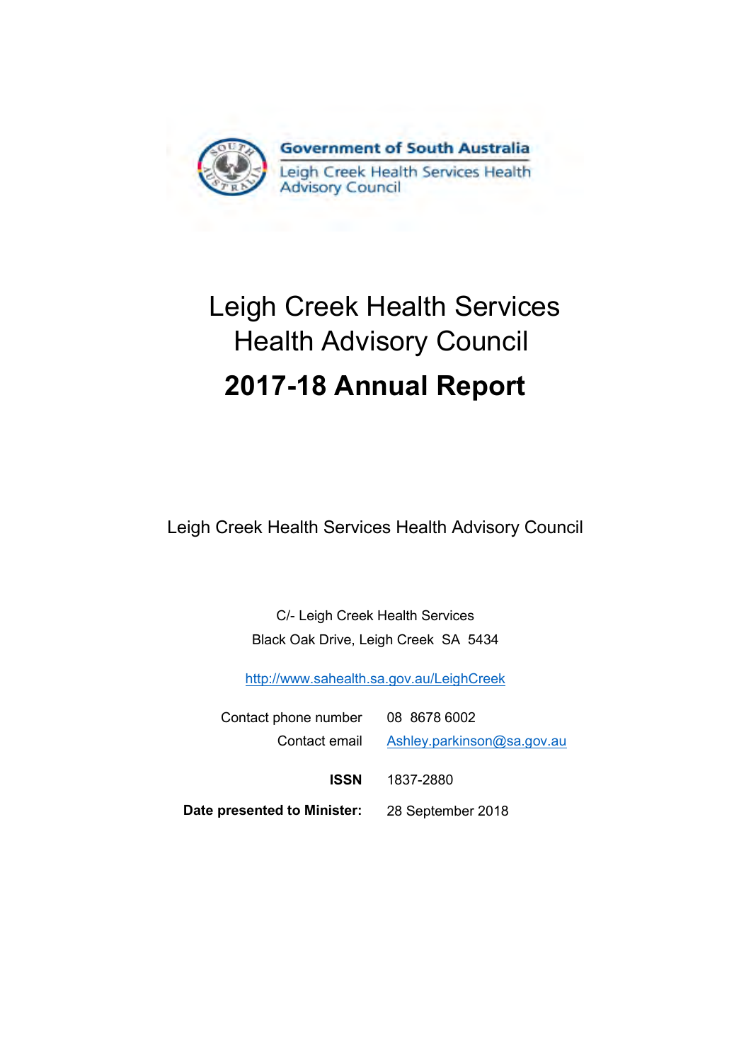Government of South Australia

Leigh Creek Health Services Health Advisory Council

# Leigh Creek Health Services Health Advisory Council

# 2017-18 Annual Report

Leigh Creek Health Services Health Advisory Council

C/- Leigh Creek Health Services
Black Oak Drive, Leigh Creek SA 5434

http://www.sahealth.sa.gov.au/LeighCreek

| | |
|---|---|
| Contact phone number | 08 8678 6002 |
| Contact email | Ashley.parkinson@sa.gov.au |
| **ISSN** | 1837-2880 |
| **Date presented to Minister:** | 28 September 2018 |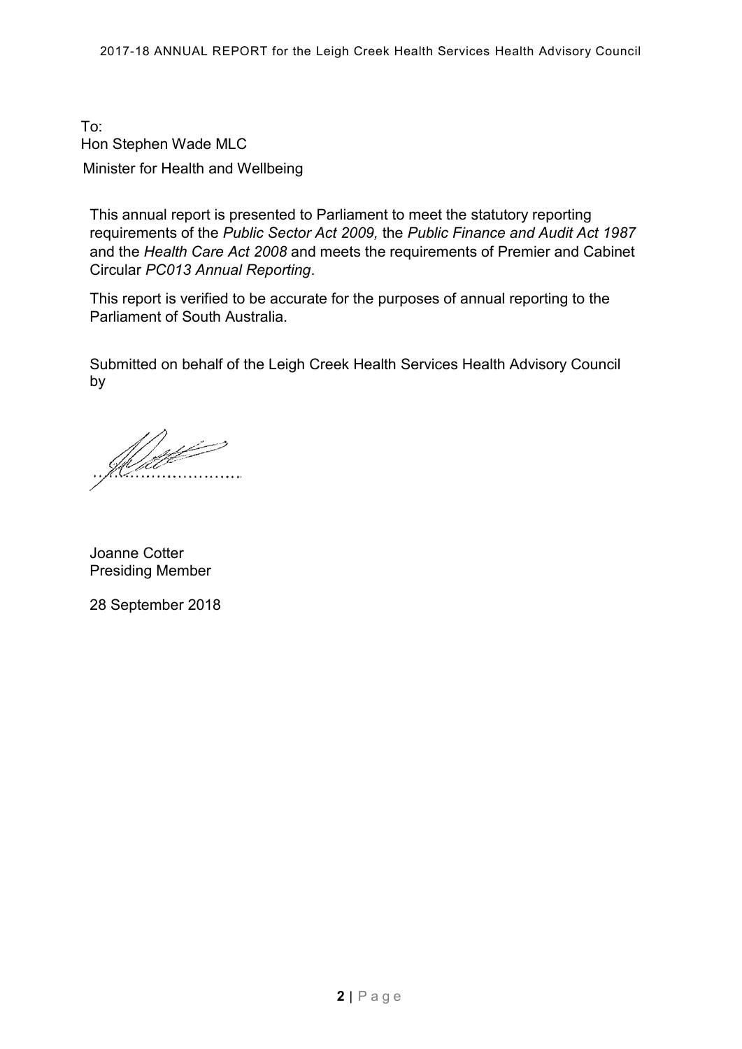To:
Hon Stephen Wade MLC
Minister for Health and Wellbeing

This annual report is presented to Parliament to meet the statutory reporting requirements of the *Public Sector Act 2009,* the *Public Finance and Audit Act 1987* and the *Health Care Act 2008* and meets the requirements of Premier and Cabinet Circular *PC013 Annual Reporting*.

This report is verified to be accurate for the purposes of annual reporting to the Parliament of South Australia.

Submitted on behalf of the Leigh Creek Health Services Health Advisory Council by

Joanne Cotter
Presiding Member

28 September 2018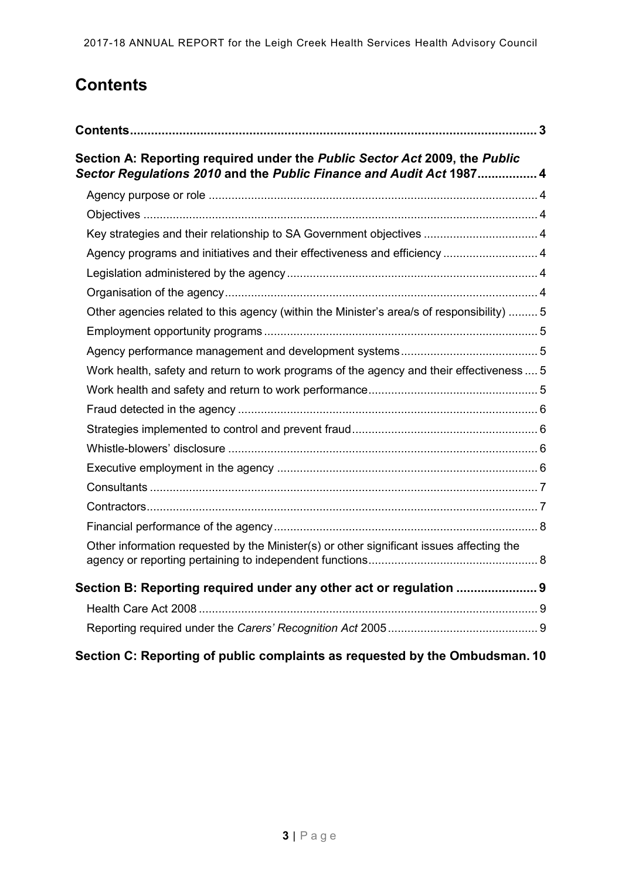# Contents

**Contents** .......... 3

**Section A: Reporting required under the *Public Sector Act* 2009, the *Public Sector Regulations 2010* and the *Public Finance and Audit Act* 1987** .......... 4

- Agency purpose or role .......... 4
- Objectives .......... 4
- Key strategies and their relationship to SA Government objectives .......... 4
- Agency programs and initiatives and their effectiveness and efficiency .......... 4
- Legislation administered by the agency .......... 4
- Organisation of the agency .......... 4
- Other agencies related to this agency (within the Minister's area/s of responsibility) .......... 5
- Employment opportunity programs .......... 5
- Agency performance management and development systems .......... 5
- Work health, safety and return to work programs of the agency and their effectiveness .......... 5
- Work health and safety and return to work performance .......... 5
- Fraud detected in the agency .......... 6
- Strategies implemented to control and prevent fraud .......... 6
- Whistle-blowers' disclosure .......... 6
- Executive employment in the agency .......... 6
- Consultants .......... 7
- Contractors .......... 7
- Financial performance of the agency .......... 8
- Other information requested by the Minister(s) or other significant issues affecting the agency or reporting pertaining to independent functions .......... 8

**Section B: Reporting required under any other act or regulation** .......... 9

- Health Care Act 2008 .......... 9
- Reporting required under the *Carers' Recognition Act* 2005 .......... 9

**Section C: Reporting of public complaints as requested by the Ombudsman.** 10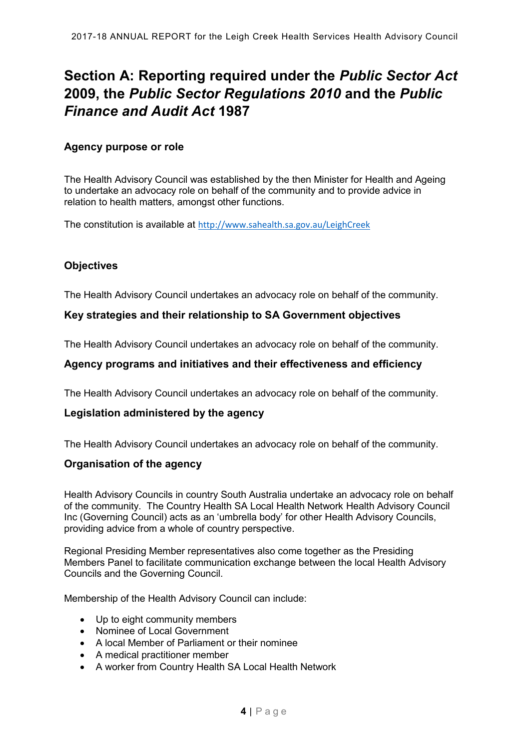# Section A: Reporting required under the *Public Sector Act* 2009, the *Public Sector Regulations 2010* and the *Public Finance and Audit Act* 1987

### Agency purpose or role

The Health Advisory Council was established by the then Minister for Health and Ageing to undertake an advocacy role on behalf of the community and to provide advice in relation to health matters, amongst other functions.

The constitution is available at http://www.sahealth.sa.gov.au/LeighCreek

### Objectives

The Health Advisory Council undertakes an advocacy role on behalf of the community.

### Key strategies and their relationship to SA Government objectives

The Health Advisory Council undertakes an advocacy role on behalf of the community.

### Agency programs and initiatives and their effectiveness and efficiency

The Health Advisory Council undertakes an advocacy role on behalf of the community.

### Legislation administered by the agency

The Health Advisory Council undertakes an advocacy role on behalf of the community.

### Organisation of the agency

Health Advisory Councils in country South Australia undertake an advocacy role on behalf of the community. The Country Health SA Local Health Network Health Advisory Council Inc (Governing Council) acts as an 'umbrella body' for other Health Advisory Councils, providing advice from a whole of country perspective.

Regional Presiding Member representatives also come together as the Presiding Members Panel to facilitate communication exchange between the local Health Advisory Councils and the Governing Council.

Membership of the Health Advisory Council can include:

- Up to eight community members
- Nominee of Local Government
- A local Member of Parliament or their nominee
- A medical practitioner member
- A worker from Country Health SA Local Health Network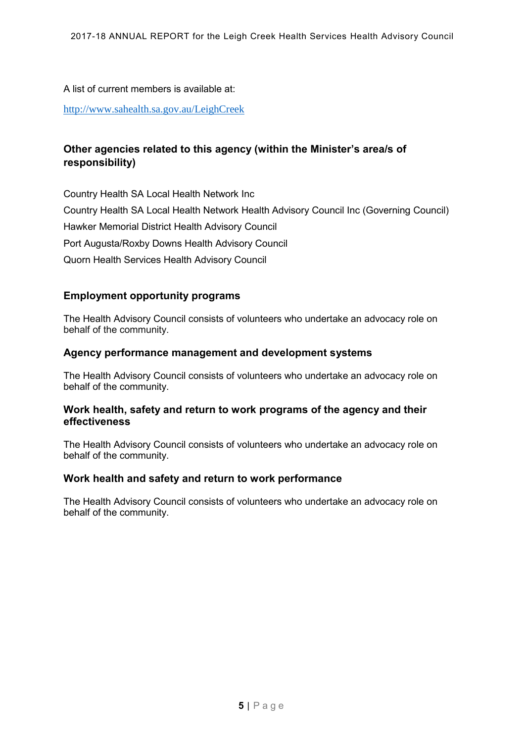A list of current members is available at:

http://www.sahealth.sa.gov.au/LeighCreek

## Other agencies related to this agency (within the Minister's area/s of responsibility)

Country Health SA Local Health Network Inc

Country Health SA Local Health Network Health Advisory Council Inc (Governing Council)

Hawker Memorial District Health Advisory Council

Port Augusta/Roxby Downs Health Advisory Council

Quorn Health Services Health Advisory Council

## Employment opportunity programs

The Health Advisory Council consists of volunteers who undertake an advocacy role on behalf of the community.

### Agency performance management and development systems

The Health Advisory Council consists of volunteers who undertake an advocacy role on behalf of the community.

### Work health, safety and return to work programs of the agency and their effectiveness

The Health Advisory Council consists of volunteers who undertake an advocacy role on behalf of the community.

### Work health and safety and return to work performance

The Health Advisory Council consists of volunteers who undertake an advocacy role on behalf of the community.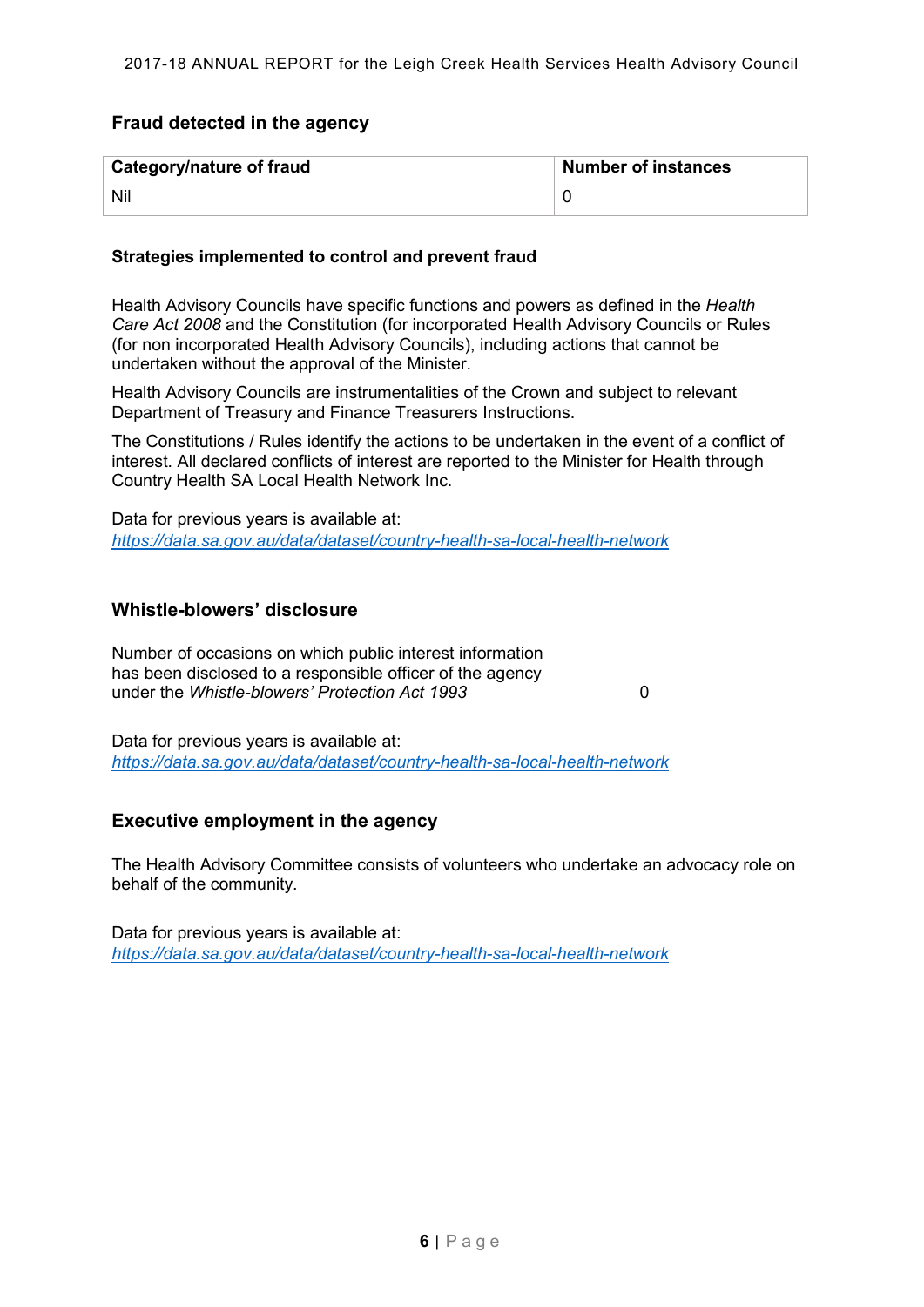## Fraud detected in the agency

| Category/nature of fraud | Number of instances |
| --- | --- |
| Nil | 0 |

### Strategies implemented to control and prevent fraud

Health Advisory Councils have specific functions and powers as defined in the *Health Care Act 2008* and the Constitution (for incorporated Health Advisory Councils or Rules (for non incorporated Health Advisory Councils), including actions that cannot be undertaken without the approval of the Minister.

Health Advisory Councils are instrumentalities of the Crown and subject to relevant Department of Treasury and Finance Treasurers Instructions.

The Constitutions / Rules identify the actions to be undertaken in the event of a conflict of interest. All declared conflicts of interest are reported to the Minister for Health through Country Health SA Local Health Network Inc.

Data for previous years is available at:
*https://data.sa.gov.au/data/dataset/country-health-sa-local-health-network*

## Whistle-blowers' disclosure

Number of occasions on which public interest information has been disclosed to a responsible officer of the agency under the *Whistle-blowers' Protection Act 1993* — 0

Data for previous years is available at:
*https://data.sa.gov.au/data/dataset/country-health-sa-local-health-network*

## Executive employment in the agency

The Health Advisory Committee consists of volunteers who undertake an advocacy role on behalf of the community.

Data for previous years is available at:
*https://data.sa.gov.au/data/dataset/country-health-sa-local-health-network*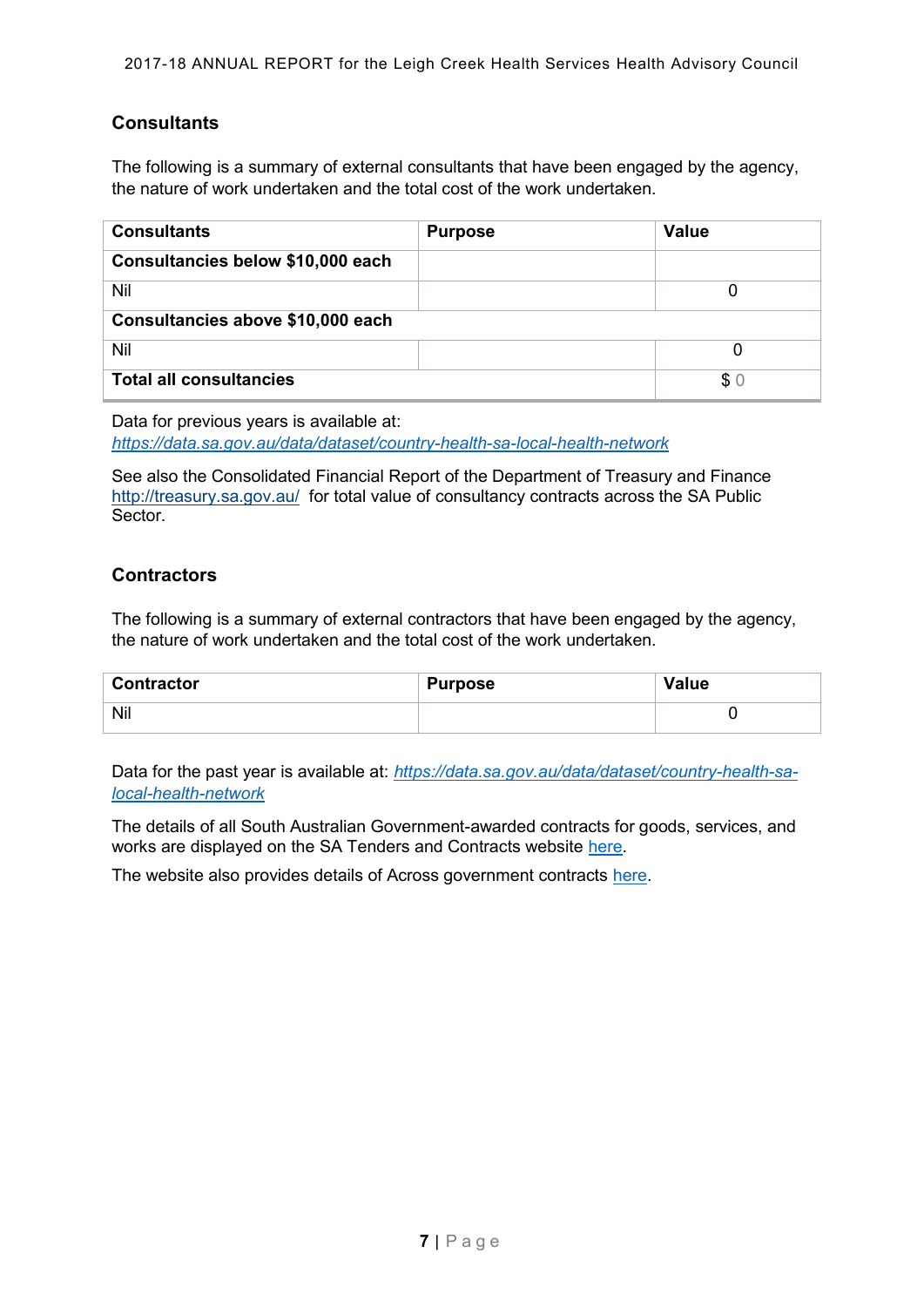## Consultants

The following is a summary of external consultants that have been engaged by the agency, the nature of work undertaken and the total cost of the work undertaken.

| Consultants | Purpose | Value |
|---|---|---|
| **Consultancies below $10,000 each** | | |
| Nil | | 0 |
| **Consultancies above $10,000 each** | | |
| Nil | | 0 |
| **Total all consultancies** | | $ 0 |

Data for previous years is available at: *https://data.sa.gov.au/data/dataset/country-health-sa-local-health-network*

See also the Consolidated Financial Report of the Department of Treasury and Finance http://treasury.sa.gov.au/ for total value of consultancy contracts across the SA Public Sector.

## Contractors

The following is a summary of external contractors that have been engaged by the agency, the nature of work undertaken and the total cost of the work undertaken.

| Contractor | Purpose | Value |
|---|---|---|
| Nil | | 0 |

Data for the past year is available at: *https://data.sa.gov.au/data/dataset/country-health-sa-local-health-network*

The details of all South Australian Government-awarded contracts for goods, services, and works are displayed on the SA Tenders and Contracts website here.

The website also provides details of Across government contracts here.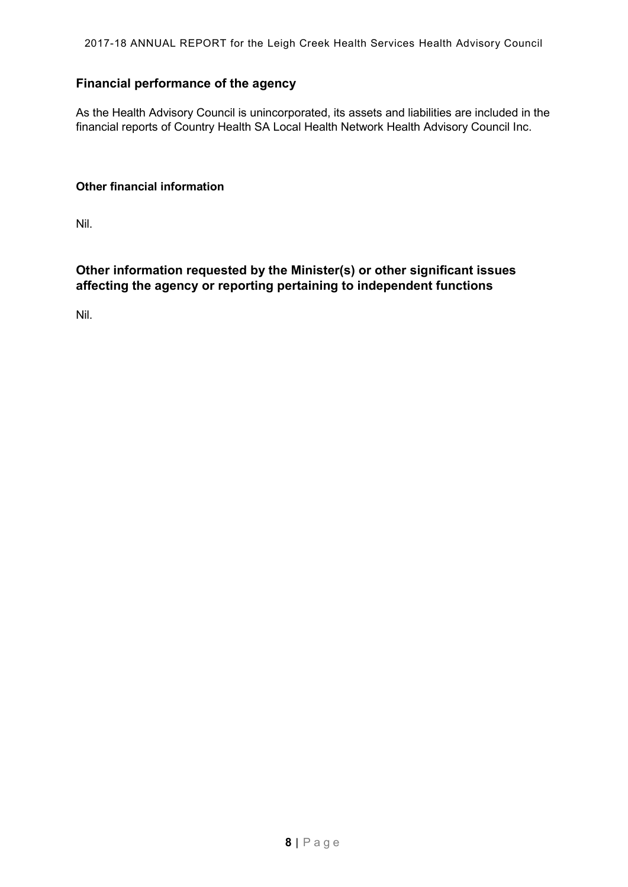## Financial performance of the agency

As the Health Advisory Council is unincorporated, its assets and liabilities are included in the financial reports of Country Health SA Local Health Network Health Advisory Council Inc.

### Other financial information

Nil.

## Other information requested by the Minister(s) or other significant issues affecting the agency or reporting pertaining to independent functions

Nil.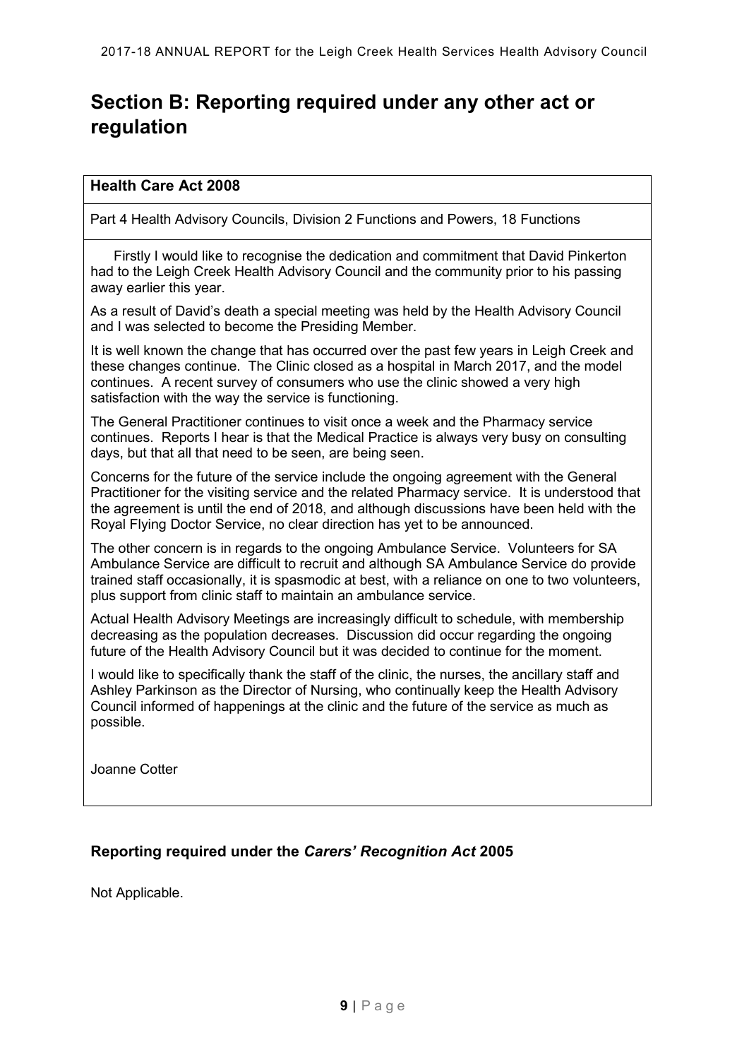# Section B: Reporting required under any other act or regulation

**Health Care Act 2008**

Part 4 Health Advisory Councils, Division 2 Functions and Powers, 18 Functions

Firstly I would like to recognise the dedication and commitment that David Pinkerton had to the Leigh Creek Health Advisory Council and the community prior to his passing away earlier this year.

As a result of David's death a special meeting was held by the Health Advisory Council and I was selected to become the Presiding Member.

It is well known the change that has occurred over the past few years in Leigh Creek and these changes continue. The Clinic closed as a hospital in March 2017, and the model continues. A recent survey of consumers who use the clinic showed a very high satisfaction with the way the service is functioning.

The General Practitioner continues to visit once a week and the Pharmacy service continues. Reports I hear is that the Medical Practice is always very busy on consulting days, but that all that need to be seen, are being seen.

Concerns for the future of the service include the ongoing agreement with the General Practitioner for the visiting service and the related Pharmacy service. It is understood that the agreement is until the end of 2018, and although discussions have been held with the Royal Flying Doctor Service, no clear direction has yet to be announced.

The other concern is in regards to the ongoing Ambulance Service. Volunteers for SA Ambulance Service are difficult to recruit and although SA Ambulance Service do provide trained staff occasionally, it is spasmodic at best, with a reliance on one to two volunteers, plus support from clinic staff to maintain an ambulance service.

Actual Health Advisory Meetings are increasingly difficult to schedule, with membership decreasing as the population decreases. Discussion did occur regarding the ongoing future of the Health Advisory Council but it was decided to continue for the moment.

I would like to specifically thank the staff of the clinic, the nurses, the ancillary staff and Ashley Parkinson as the Director of Nursing, who continually keep the Health Advisory Council informed of happenings at the clinic and the future of the service as much as possible.

Joanne Cotter

### Reporting required under the *Carers' Recognition Act* 2005

Not Applicable.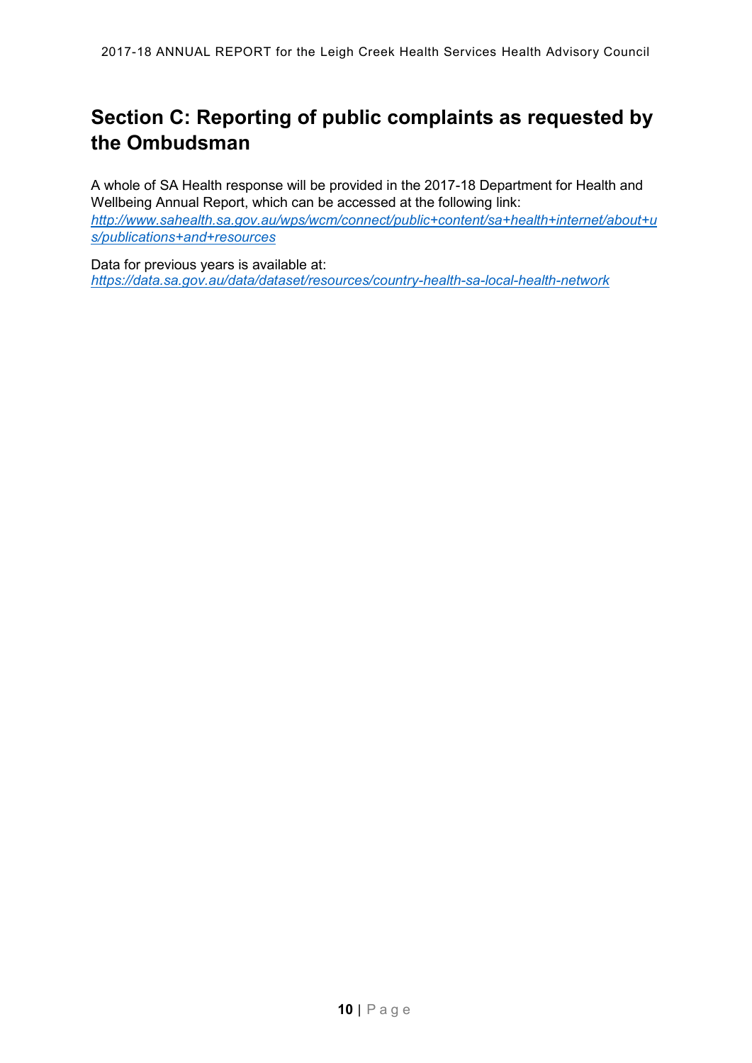## Section C: Reporting of public complaints as requested by the Ombudsman

A whole of SA Health response will be provided in the 2017-18 Department for Health and Wellbeing Annual Report, which can be accessed at the following link: *http://www.sahealth.sa.gov.au/wps/wcm/connect/public+content/sa+health+internet/about+us/publications+and+resources*

Data for previous years is available at:
*https://data.sa.gov.au/data/dataset/resources/country-health-sa-local-health-network*